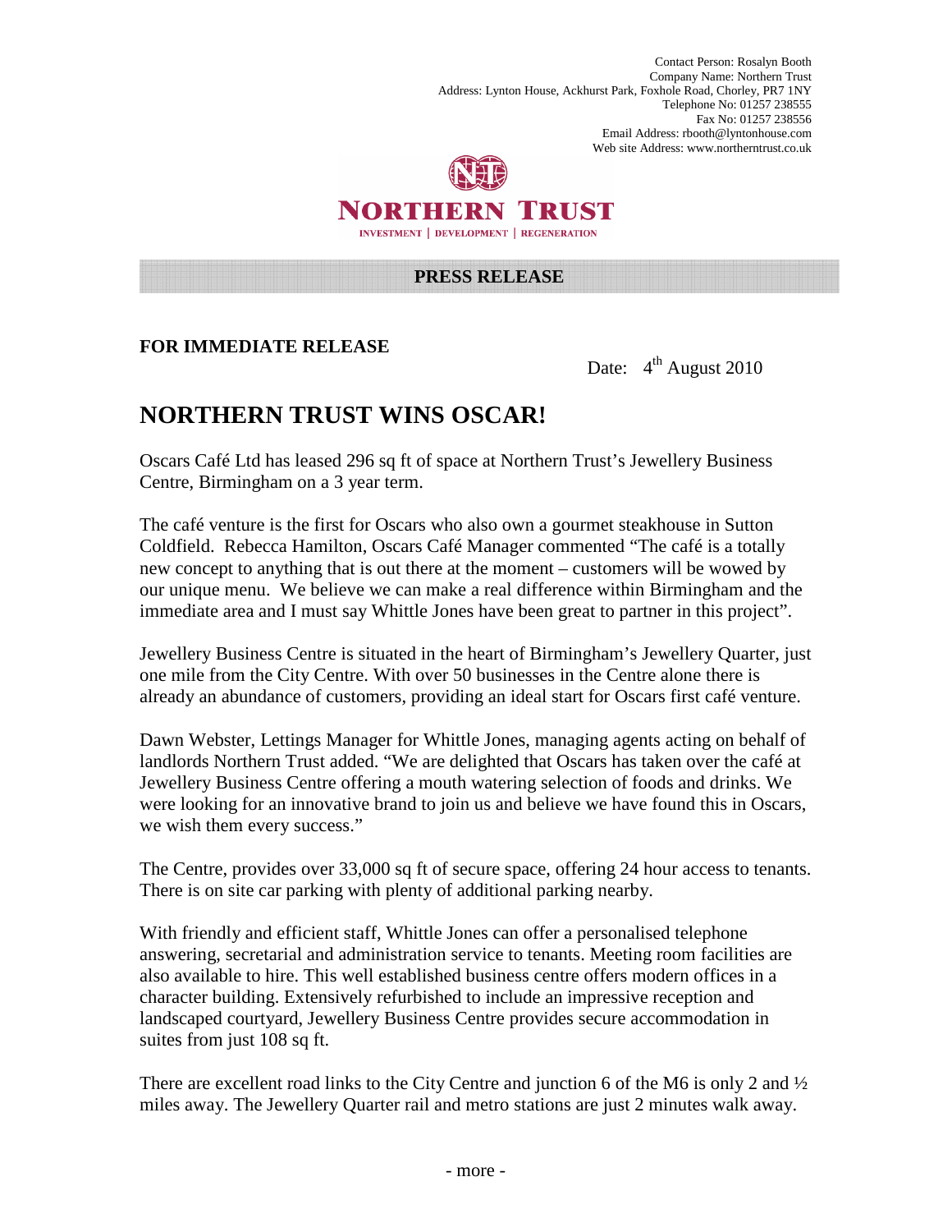Contact Person: Rosalyn Booth
Company Name: Northern Trust
Address: Lynton House, Ackhurst Park, Foxhole Road, Chorley, PR7 1NY
Telephone No: 01257 238555
Fax No: 01257 238556
Email Address: rbooth@lyntonhouse.com
Web site Address: www.northerntrust.co.uk

**NORTHERN TRUST**
INVESTMENT | DEVELOPMENT | REGENERATION

**PRESS RELEASE**

**FOR IMMEDIATE RELEASE**

Date: 4th August 2010

# NORTHERN TRUST WINS OSCAR!

Oscars Café Ltd has leased 296 sq ft of space at Northern Trust's Jewellery Business Centre, Birmingham on a 3 year term.

The café venture is the first for Oscars who also own a gourmet steakhouse in Sutton Coldfield. Rebecca Hamilton, Oscars Café Manager commented "The café is a totally new concept to anything that is out there at the moment – customers will be wowed by our unique menu. We believe we can make a real difference within Birmingham and the immediate area and I must say Whittle Jones have been great to partner in this project".

Jewellery Business Centre is situated in the heart of Birmingham's Jewellery Quarter, just one mile from the City Centre. With over 50 businesses in the Centre alone there is already an abundance of customers, providing an ideal start for Oscars first café venture.

Dawn Webster, Lettings Manager for Whittle Jones, managing agents acting on behalf of landlords Northern Trust added. "We are delighted that Oscars has taken over the café at Jewellery Business Centre offering a mouth watering selection of foods and drinks. We were looking for an innovative brand to join us and believe we have found this in Oscars, we wish them every success."

The Centre, provides over 33,000 sq ft of secure space, offering 24 hour access to tenants. There is on site car parking with plenty of additional parking nearby.

With friendly and efficient staff, Whittle Jones can offer a personalised telephone answering, secretarial and administration service to tenants. Meeting room facilities are also available to hire. This well established business centre offers modern offices in a character building. Extensively refurbished to include an impressive reception and landscaped courtyard, Jewellery Business Centre provides secure accommodation in suites from just 108 sq ft.

There are excellent road links to the City Centre and junction 6 of the M6 is only 2 and ½ miles away. The Jewellery Quarter rail and metro stations are just 2 minutes walk away.

- more -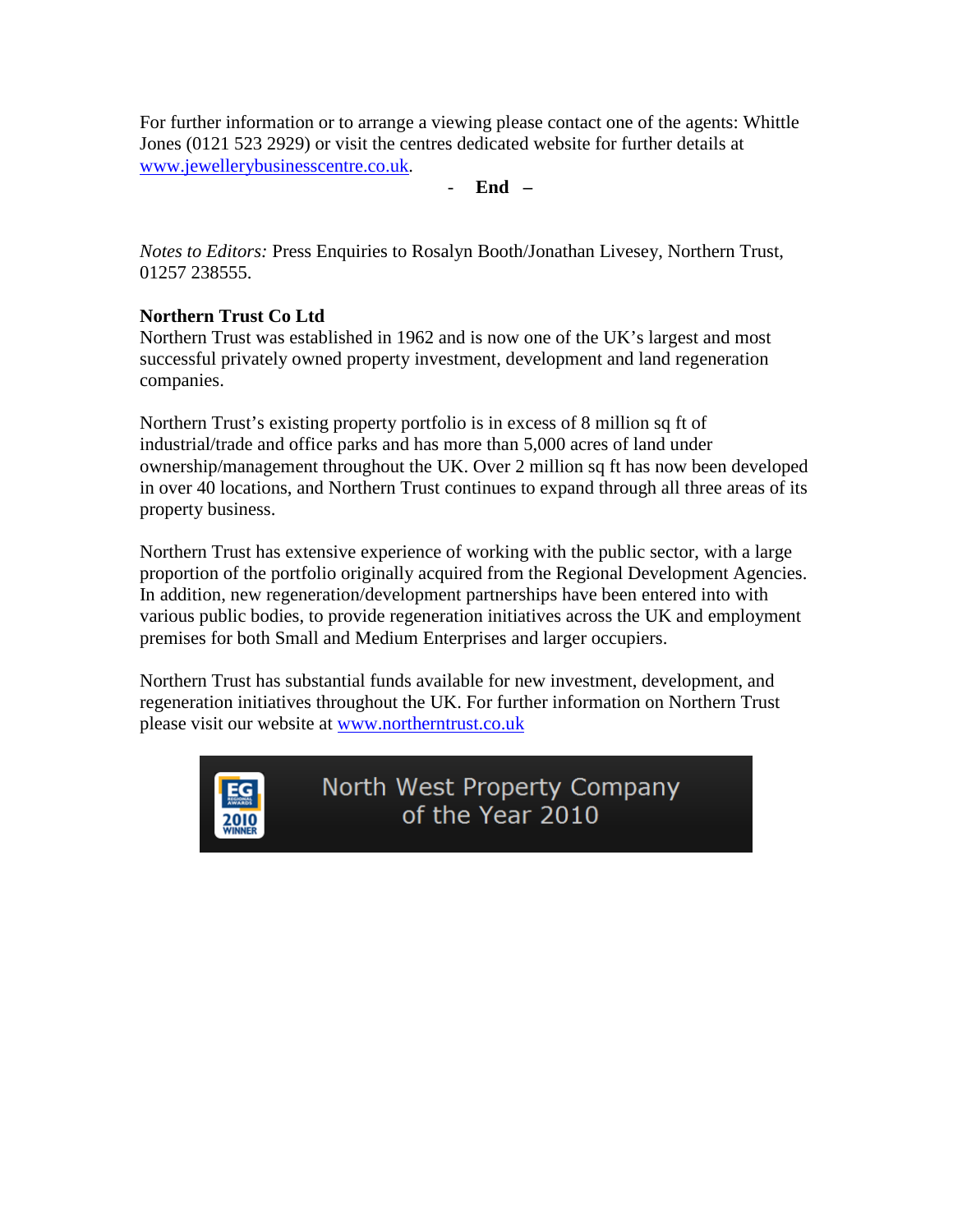For further information or to arrange a viewing please contact one of the agents: Whittle Jones (0121 523 2929) or visit the centres dedicated website for further details at www.jewellerybusinesscentre.co.uk.

**- End –**

*Notes to Editors:* Press Enquiries to Rosalyn Booth/Jonathan Livesey, Northern Trust, 01257 238555.

**Northern Trust Co Ltd**

Northern Trust was established in 1962 and is now one of the UK's largest and most successful privately owned property investment, development and land regeneration companies.

Northern Trust's existing property portfolio is in excess of 8 million sq ft of industrial/trade and office parks and has more than 5,000 acres of land under ownership/management throughout the UK. Over 2 million sq ft has now been developed in over 40 locations, and Northern Trust continues to expand through all three areas of its property business.

Northern Trust has extensive experience of working with the public sector, with a large proportion of the portfolio originally acquired from the Regional Development Agencies. In addition, new regeneration/development partnerships have been entered into with various public bodies, to provide regeneration initiatives across the UK and employment premises for both Small and Medium Enterprises and larger occupiers.

Northern Trust has substantial funds available for new investment, development, and regeneration initiatives throughout the UK. For further information on Northern Trust please visit our website at www.northerntrust.co.uk

EG REGIONAL AWARDS 2010 WINNER

North West Property Company of the Year 2010